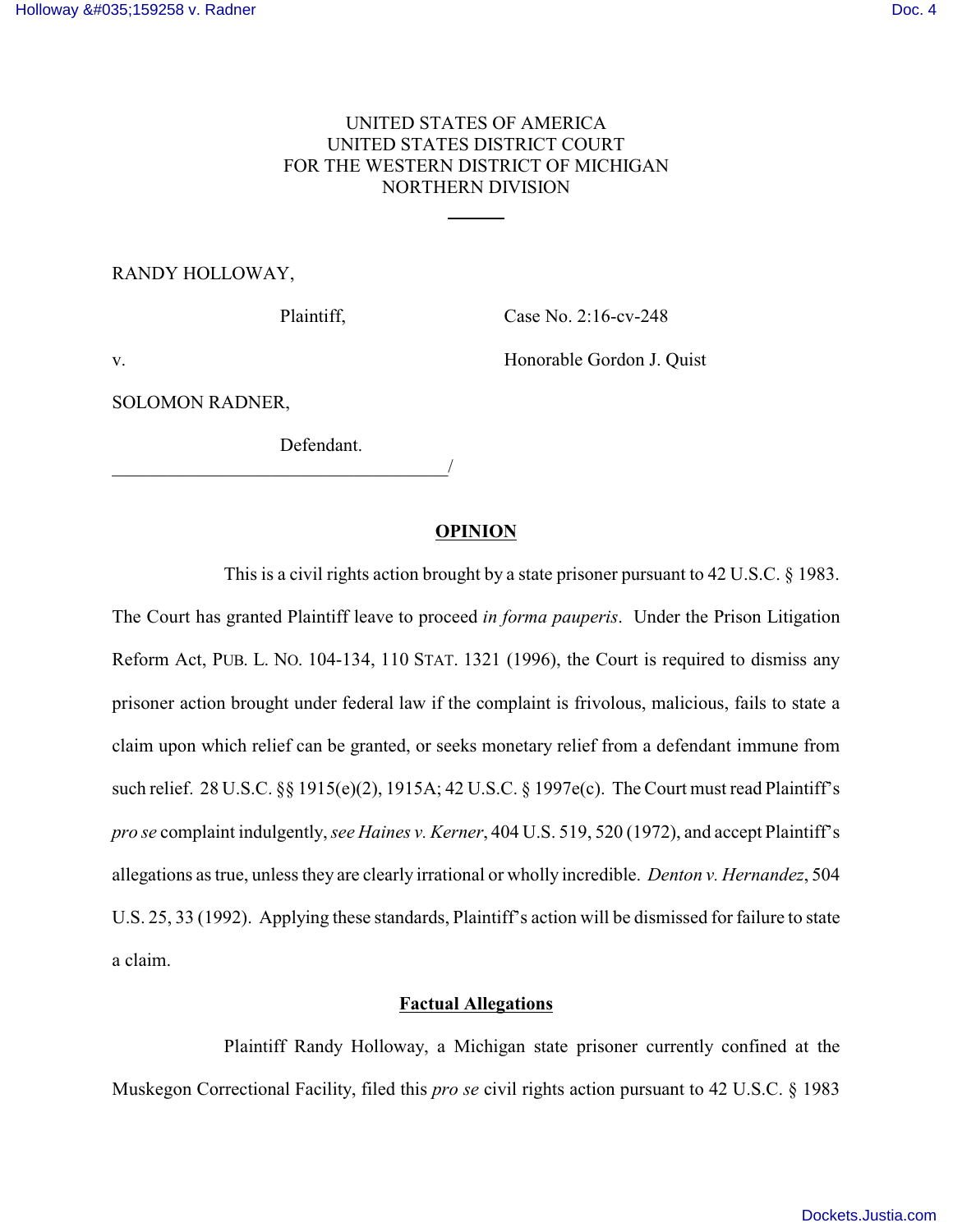UNITED STATES OF AMERICA
UNITED STATES DISTRICT COURT
FOR THE WESTERN DISTRICT OF MICHIGAN
NORTHERN DIVISION

RANDY HOLLOWAY,

Plaintiff,

Case No. 2:16-cv-248

v.

Honorable Gordon J. Quist

SOLOMON RADNER,

Defendant.
______________________________________/

## OPINION

This is a civil rights action brought by a state prisoner pursuant to 42 U.S.C. § 1983. The Court has granted Plaintiff leave to proceed *in forma pauperis*. Under the Prison Litigation Reform Act, PUB. L. NO. 104-134, 110 STAT. 1321 (1996), the Court is required to dismiss any prisoner action brought under federal law if the complaint is frivolous, malicious, fails to state a claim upon which relief can be granted, or seeks monetary relief from a defendant immune from such relief. 28 U.S.C. §§ 1915(e)(2), 1915A; 42 U.S.C. § 1997e(c). The Court must read Plaintiff's *pro se* complaint indulgently, *see Haines v. Kerner*, 404 U.S. 519, 520 (1972), and accept Plaintiff's allegations as true, unless they are clearly irrational or wholly incredible. *Denton v. Hernandez*, 504 U.S. 25, 33 (1992). Applying these standards, Plaintiff's action will be dismissed for failure to state a claim.

## Factual Allegations

Plaintiff Randy Holloway, a Michigan state prisoner currently confined at the Muskegon Correctional Facility, filed this *pro se* civil rights action pursuant to 42 U.S.C. § 1983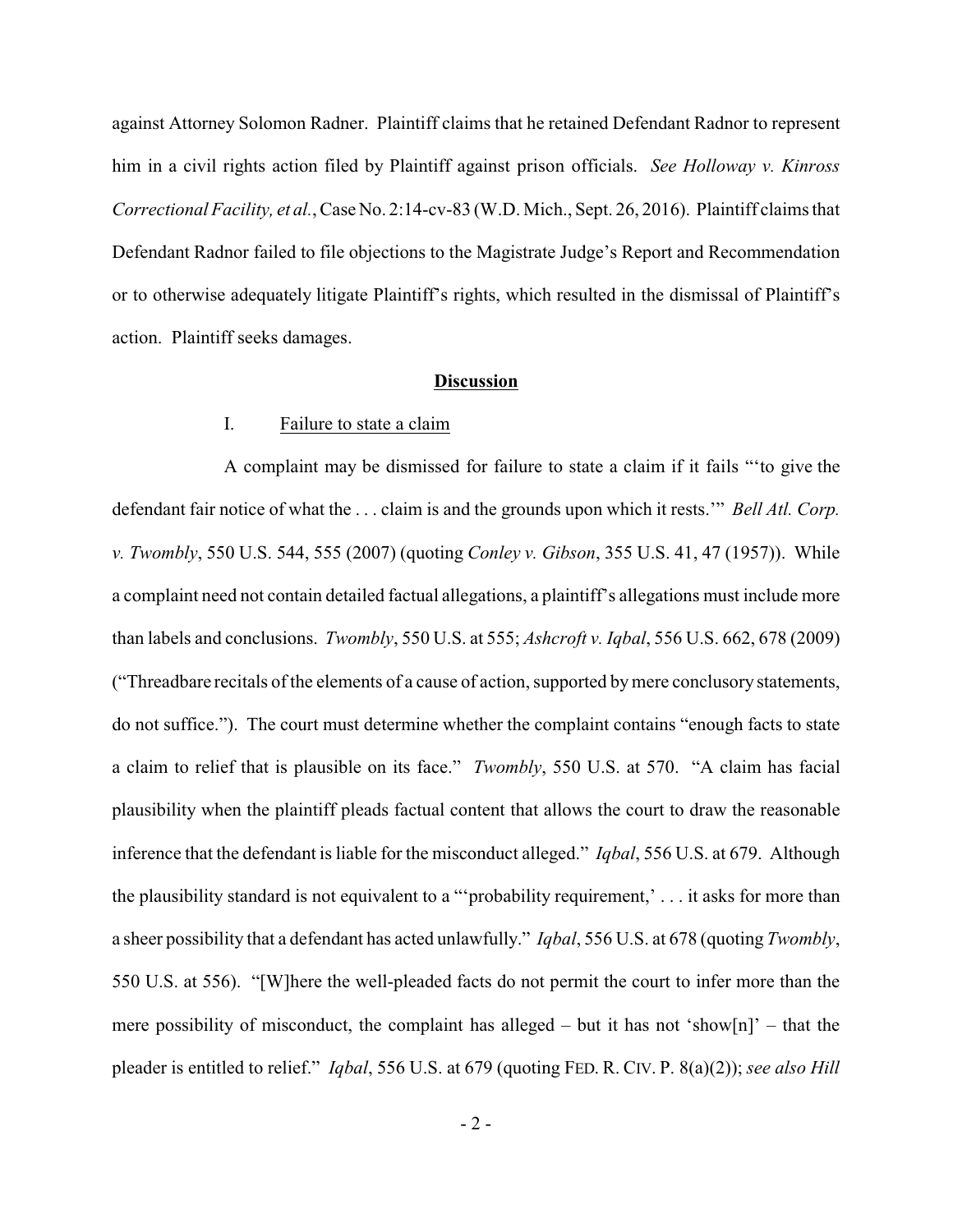against Attorney Solomon Radner. Plaintiff claims that he retained Defendant Radnor to represent him in a civil rights action filed by Plaintiff against prison officials. *See Holloway v. Kinross Correctional Facility, et al.*, Case No. 2:14-cv-83 (W.D. Mich., Sept. 26, 2016). Plaintiff claims that Defendant Radnor failed to file objections to the Magistrate Judge's Report and Recommendation or to otherwise adequately litigate Plaintiff's rights, which resulted in the dismissal of Plaintiff's action. Plaintiff seeks damages.

## Discussion

### I. Failure to state a claim

A complaint may be dismissed for failure to state a claim if it fails "'to give the defendant fair notice of what the . . . claim is and the grounds upon which it rests.'" *Bell Atl. Corp. v. Twombly*, 550 U.S. 544, 555 (2007) (quoting *Conley v. Gibson*, 355 U.S. 41, 47 (1957)). While a complaint need not contain detailed factual allegations, a plaintiff's allegations must include more than labels and conclusions. *Twombly*, 550 U.S. at 555; *Ashcroft v. Iqbal*, 556 U.S. 662, 678 (2009) ("Threadbare recitals of the elements of a cause of action, supported by mere conclusory statements, do not suffice."). The court must determine whether the complaint contains "enough facts to state a claim to relief that is plausible on its face." *Twombly*, 550 U.S. at 570. "A claim has facial plausibility when the plaintiff pleads factual content that allows the court to draw the reasonable inference that the defendant is liable for the misconduct alleged." *Iqbal*, 556 U.S. at 679. Although the plausibility standard is not equivalent to a "'probability requirement,' . . . it asks for more than a sheer possibility that a defendant has acted unlawfully." *Iqbal*, 556 U.S. at 678 (quoting *Twombly*, 550 U.S. at 556). "[W]here the well-pleaded facts do not permit the court to infer more than the mere possibility of misconduct, the complaint has alleged – but it has not 'show[n]' – that the pleader is entitled to relief." *Iqbal*, 556 U.S. at 679 (quoting FED. R. CIV. P. 8(a)(2)); *see also Hill*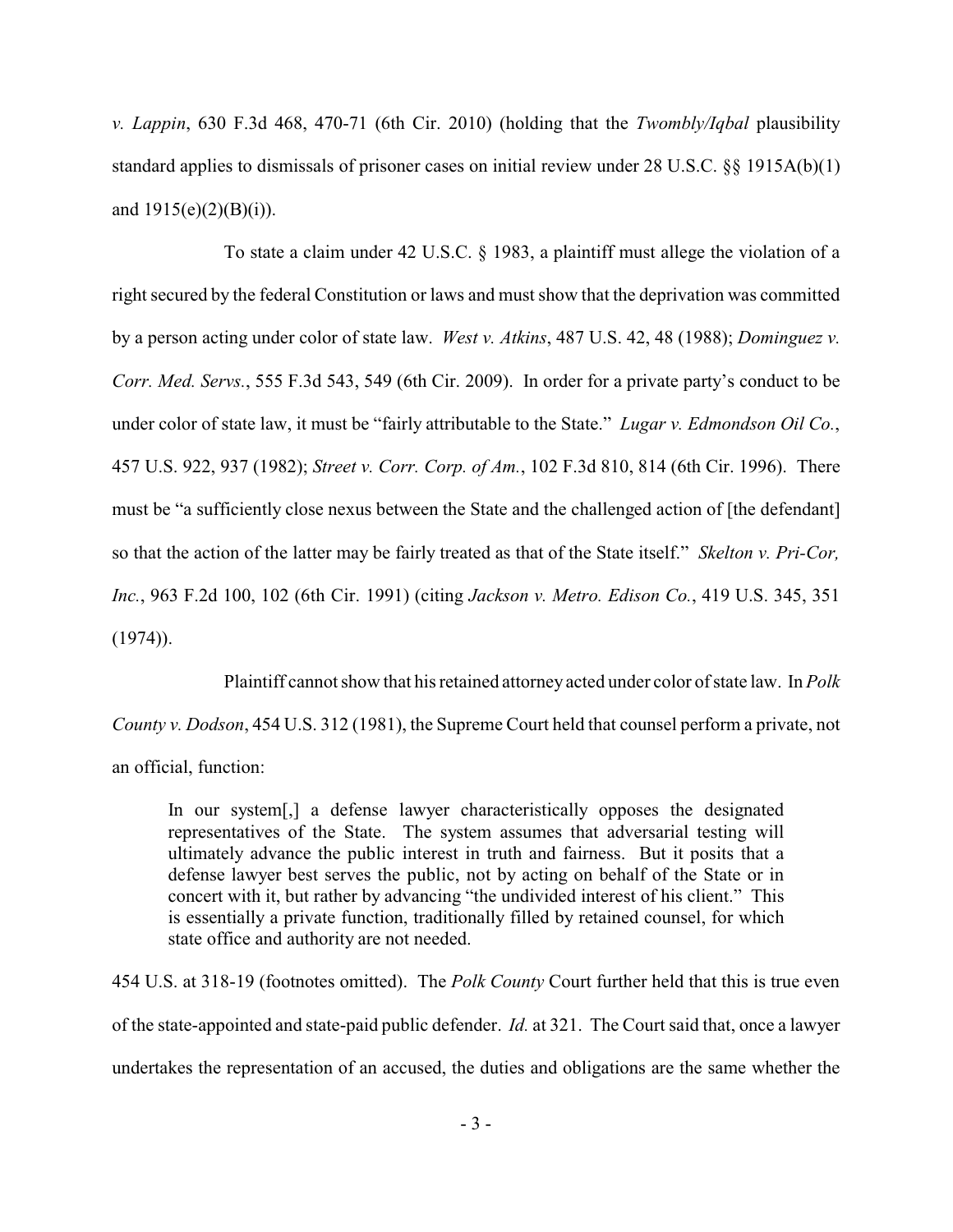*v. Lappin*, 630 F.3d 468, 470-71 (6th Cir. 2010) (holding that the *Twombly/Iqbal* plausibility standard applies to dismissals of prisoner cases on initial review under 28 U.S.C. §§ 1915A(b)(1) and 1915(e)(2)(B)(i)).

To state a claim under 42 U.S.C. § 1983, a plaintiff must allege the violation of a right secured by the federal Constitution or laws and must show that the deprivation was committed by a person acting under color of state law. *West v. Atkins*, 487 U.S. 42, 48 (1988); *Dominguez v. Corr. Med. Servs.*, 555 F.3d 543, 549 (6th Cir. 2009). In order for a private party's conduct to be under color of state law, it must be "fairly attributable to the State." *Lugar v. Edmondson Oil Co.*, 457 U.S. 922, 937 (1982); *Street v. Corr. Corp. of Am.*, 102 F.3d 810, 814 (6th Cir. 1996). There must be "a sufficiently close nexus between the State and the challenged action of [the defendant] so that the action of the latter may be fairly treated as that of the State itself." *Skelton v. Pri-Cor, Inc.*, 963 F.2d 100, 102 (6th Cir. 1991) (citing *Jackson v. Metro. Edison Co.*, 419 U.S. 345, 351 (1974)).

Plaintiff cannot show that his retained attorney acted under color of state law. In *Polk County v. Dodson*, 454 U.S. 312 (1981), the Supreme Court held that counsel perform a private, not an official, function:

> In our system[,] a defense lawyer characteristically opposes the designated representatives of the State. The system assumes that adversarial testing will ultimately advance the public interest in truth and fairness. But it posits that a defense lawyer best serves the public, not by acting on behalf of the State or in concert with it, but rather by advancing "the undivided interest of his client." This is essentially a private function, traditionally filled by retained counsel, for which state office and authority are not needed.

454 U.S. at 318-19 (footnotes omitted). The *Polk County* Court further held that this is true even of the state-appointed and state-paid public defender. *Id.* at 321. The Court said that, once a lawyer undertakes the representation of an accused, the duties and obligations are the same whether the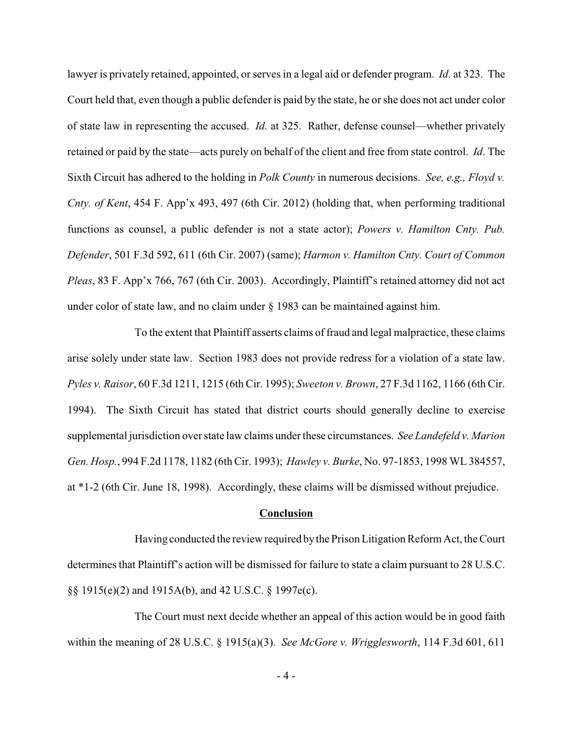lawyer is privately retained, appointed, or serves in a legal aid or defender program. *Id.* at 323. The Court held that, even though a public defender is paid by the state, he or she does not act under color of state law in representing the accused. *Id.* at 325. Rather, defense counsel—whether privately retained or paid by the state—acts purely on behalf of the client and free from state control. *Id*. The Sixth Circuit has adhered to the holding in *Polk County* in numerous decisions. *See, e.g., Floyd v. Cnty. of Kent*, 454 F. App'x 493, 497 (6th Cir. 2012) (holding that, when performing traditional functions as counsel, a public defender is not a state actor); *Powers v. Hamilton Cnty. Pub. Defender*, 501 F.3d 592, 611 (6th Cir. 2007) (same); *Harmon v. Hamilton Cnty. Court of Common Pleas*, 83 F. App'x 766, 767 (6th Cir. 2003). Accordingly, Plaintiff's retained attorney did not act under color of state law, and no claim under § 1983 can be maintained against him.

To the extent that Plaintiff asserts claims of fraud and legal malpractice, these claims arise solely under state law. Section 1983 does not provide redress for a violation of a state law. *Pyles v. Raisor*, 60 F.3d 1211, 1215 (6th Cir. 1995); *Sweeton v. Brown*, 27 F.3d 1162, 1166 (6th Cir. 1994). The Sixth Circuit has stated that district courts should generally decline to exercise supplemental jurisdiction over state law claims under these circumstances. *See Landefeld v. Marion Gen. Hosp.*, 994 F.2d 1178, 1182 (6th Cir. 1993); *Hawley v. Burke*, No. 97-1853, 1998 WL 384557, at *1-2 (6th Cir. June 18, 1998). Accordingly, these claims will be dismissed without prejudice.

## Conclusion

Having conducted the review required by the Prison Litigation Reform Act, the Court determines that Plaintiff's action will be dismissed for failure to state a claim pursuant to 28 U.S.C. §§ 1915(e)(2) and 1915A(b), and 42 U.S.C. § 1997e(c).

The Court must next decide whether an appeal of this action would be in good faith within the meaning of 28 U.S.C. § 1915(a)(3). *See McGore v. Wrigglesworth*, 114 F.3d 601, 611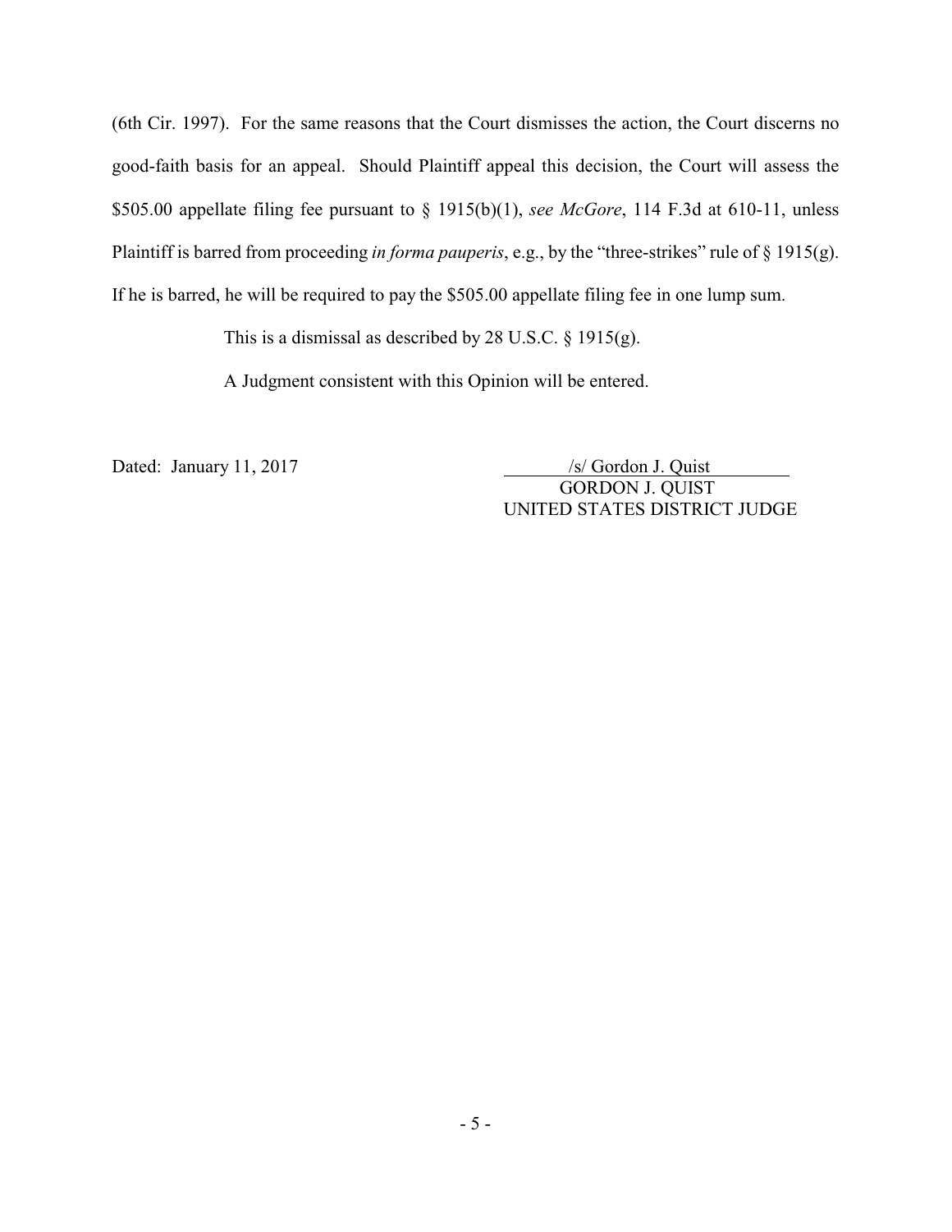(6th Cir. 1997). For the same reasons that the Court dismisses the action, the Court discerns no good-faith basis for an appeal. Should Plaintiff appeal this decision, the Court will assess the $505.00 appellate filing fee pursuant to § 1915(b)(1), *see McGore*, 114 F.3d at 610-11, unless Plaintiff is barred from proceeding *in forma pauperis*, e.g., by the "three-strikes" rule of § 1915(g). If he is barred, he will be required to pay the $505.00 appellate filing fee in one lump sum.

This is a dismissal as described by 28 U.S.C. § 1915(g).

A Judgment consistent with this Opinion will be entered.

Dated: January 11, 2017

/s/ Gordon J. Quist
GORDON J. QUIST
UNITED STATES DISTRICT JUDGE